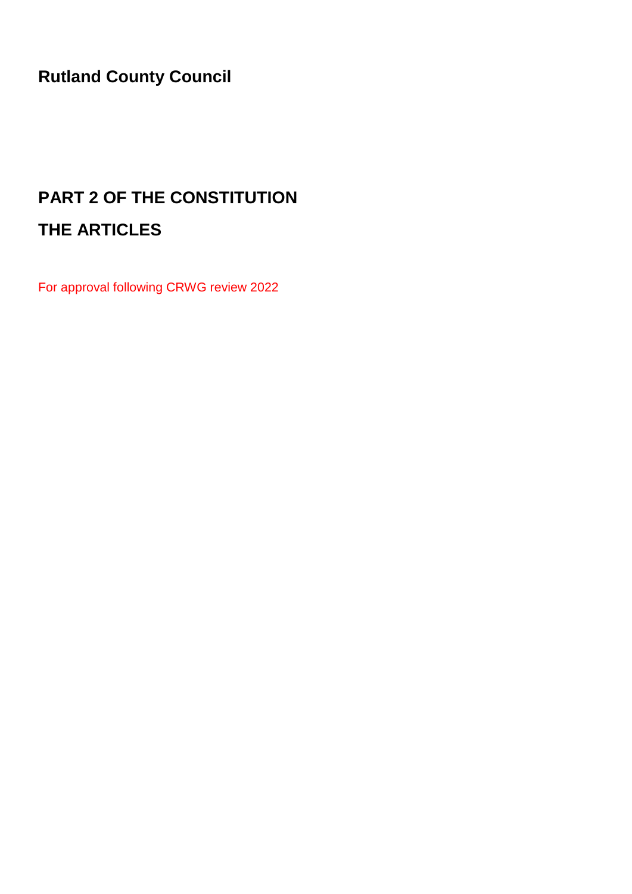**Rutland County Council**

# PART 2 OF THE CONSTITUTION

# THE ARTICLES

For approval following CRWG review 2022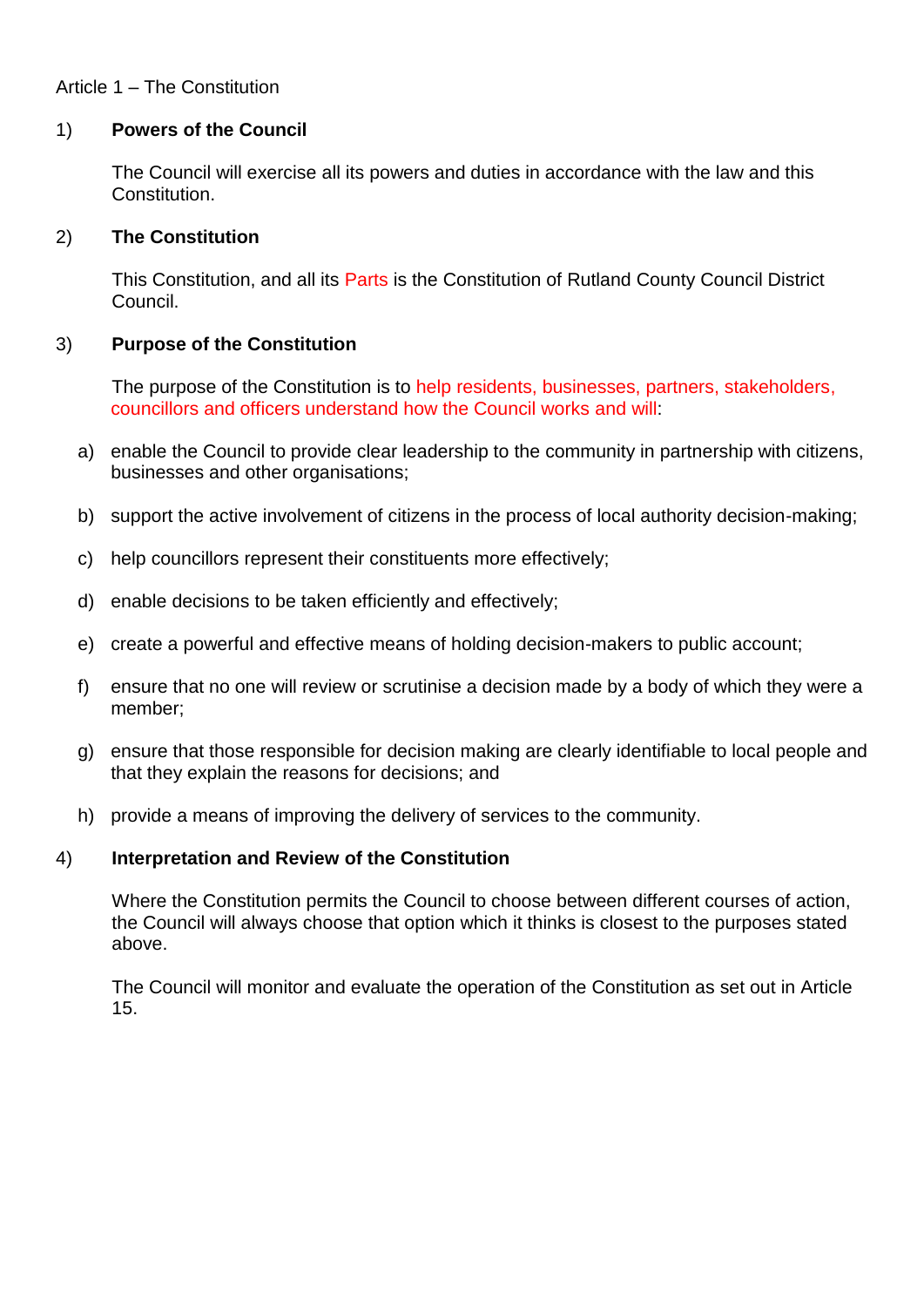Article 1 – The Constitution

1) **Powers of the Council**

The Council will exercise all its powers and duties in accordance with the law and this Constitution.

2) **The Constitution**

This Constitution, and all its Parts is the Constitution of Rutland County Council District Council.

3) **Purpose of the Constitution**

The purpose of the Constitution is to help residents, businesses, partners, stakeholders, councillors and officers understand how the Council works and will:

a) enable the Council to provide clear leadership to the community in partnership with citizens, businesses and other organisations;

b) support the active involvement of citizens in the process of local authority decision-making;

c) help councillors represent their constituents more effectively;

d) enable decisions to be taken efficiently and effectively;

e) create a powerful and effective means of holding decision-makers to public account;

f) ensure that no one will review or scrutinise a decision made by a body of which they were a member;

g) ensure that those responsible for decision making are clearly identifiable to local people and that they explain the reasons for decisions; and

h) provide a means of improving the delivery of services to the community.

4) **Interpretation and Review of the Constitution**

Where the Constitution permits the Council to choose between different courses of action, the Council will always choose that option which it thinks is closest to the purposes stated above.

The Council will monitor and evaluate the operation of the Constitution as set out in Article 15.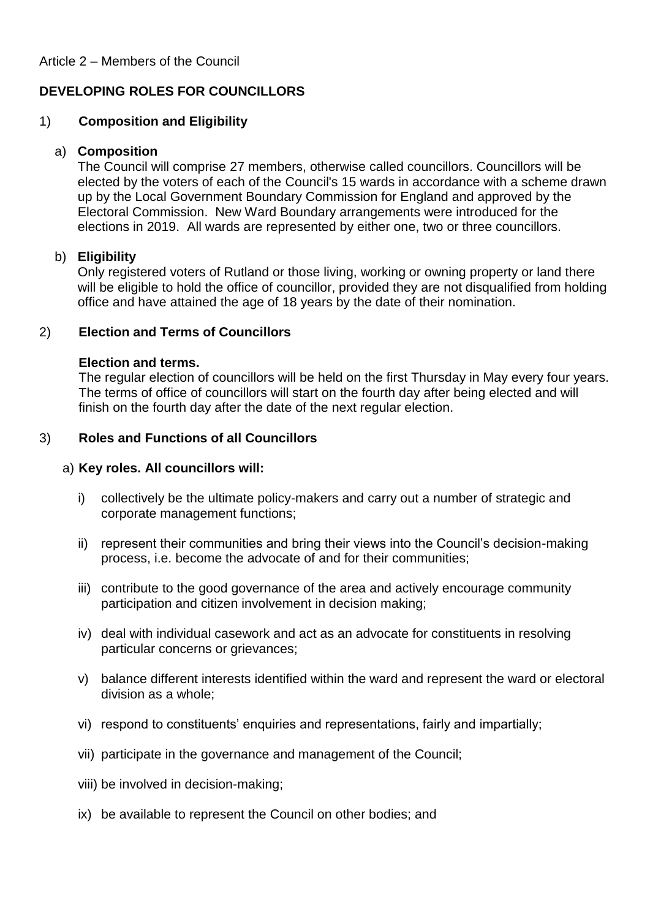Article 2 – Members of the Council

## DEVELOPING ROLES FOR COUNCILLORS

### 1) Composition and Eligibility

a) **Composition**

The Council will comprise 27 members, otherwise called councillors. Councillors will be elected by the voters of each of the Council's 15 wards in accordance with a scheme drawn up by the Local Government Boundary Commission for England and approved by the Electoral Commission. New Ward Boundary arrangements were introduced for the elections in 2019. All wards are represented by either one, two or three councillors.

b) **Eligibility**

Only registered voters of Rutland or those living, working or owning property or land there will be eligible to hold the office of councillor, provided they are not disqualified from holding office and have attained the age of 18 years by the date of their nomination.

### 2) Election and Terms of Councillors

**Election and terms.**

The regular election of councillors will be held on the first Thursday in May every four years. The terms of office of councillors will start on the fourth day after being elected and will finish on the fourth day after the date of the next regular election.

### 3) Roles and Functions of all Councillors

a) **Key roles. All councillors will:**

i) collectively be the ultimate policy-makers and carry out a number of strategic and corporate management functions;

ii) represent their communities and bring their views into the Council's decision-making process, i.e. become the advocate of and for their communities;

iii) contribute to the good governance of the area and actively encourage community participation and citizen involvement in decision making;

iv) deal with individual casework and act as an advocate for constituents in resolving particular concerns or grievances;

v) balance different interests identified within the ward and represent the ward or electoral division as a whole;

vi) respond to constituents' enquiries and representations, fairly and impartially;

vii) participate in the governance and management of the Council;

viii) be involved in decision-making;

ix) be available to represent the Council on other bodies; and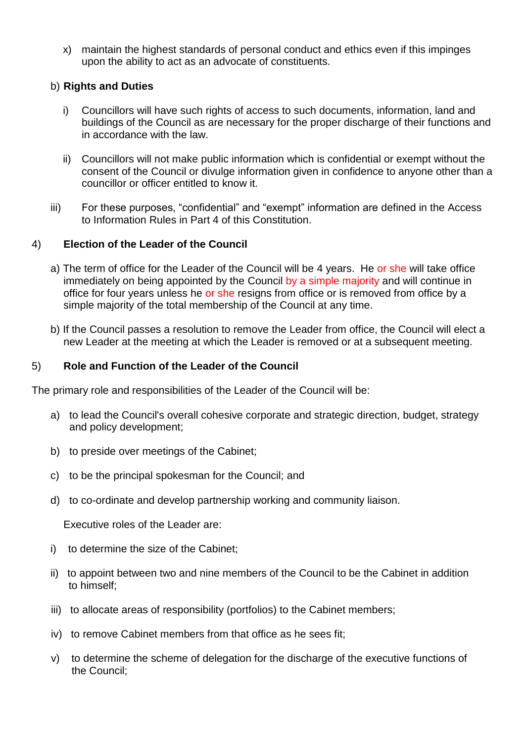x) maintain the highest standards of personal conduct and ethics even if this impinges upon the ability to act as an advocate of constituents.

b) **Rights and Duties**

i) Councillors will have such rights of access to such documents, information, land and buildings of the Council as are necessary for the proper discharge of their functions and in accordance with the law.

ii) Councillors will not make public information which is confidential or exempt without the consent of the Council or divulge information given in confidence to anyone other than a councillor or officer entitled to know it.

iii) For these purposes, "confidential" and "exempt" information are defined in the Access to Information Rules in Part 4 of this Constitution.

4) **Election of the Leader of the Council**

a) The term of office for the Leader of the Council will be 4 years. He or she will take office immediately on being appointed by the Council by a simple majority and will continue in office for four years unless he or she resigns from office or is removed from office by a simple majority of the total membership of the Council at any time.

b) If the Council passes a resolution to remove the Leader from office, the Council will elect a new Leader at the meeting at which the Leader is removed or at a subsequent meeting.

5) **Role and Function of the Leader of the Council**

The primary role and responsibilities of the Leader of the Council will be:

a) to lead the Council's overall cohesive corporate and strategic direction, budget, strategy and policy development;

b) to preside over meetings of the Cabinet;

c) to be the principal spokesman for the Council; and

d) to co-ordinate and develop partnership working and community liaison.

Executive roles of the Leader are:

i) to determine the size of the Cabinet;

ii) to appoint between two and nine members of the Council to be the Cabinet in addition to himself;

iii) to allocate areas of responsibility (portfolios) to the Cabinet members;

iv) to remove Cabinet members from that office as he sees fit;

v) to determine the scheme of delegation for the discharge of the executive functions of the Council;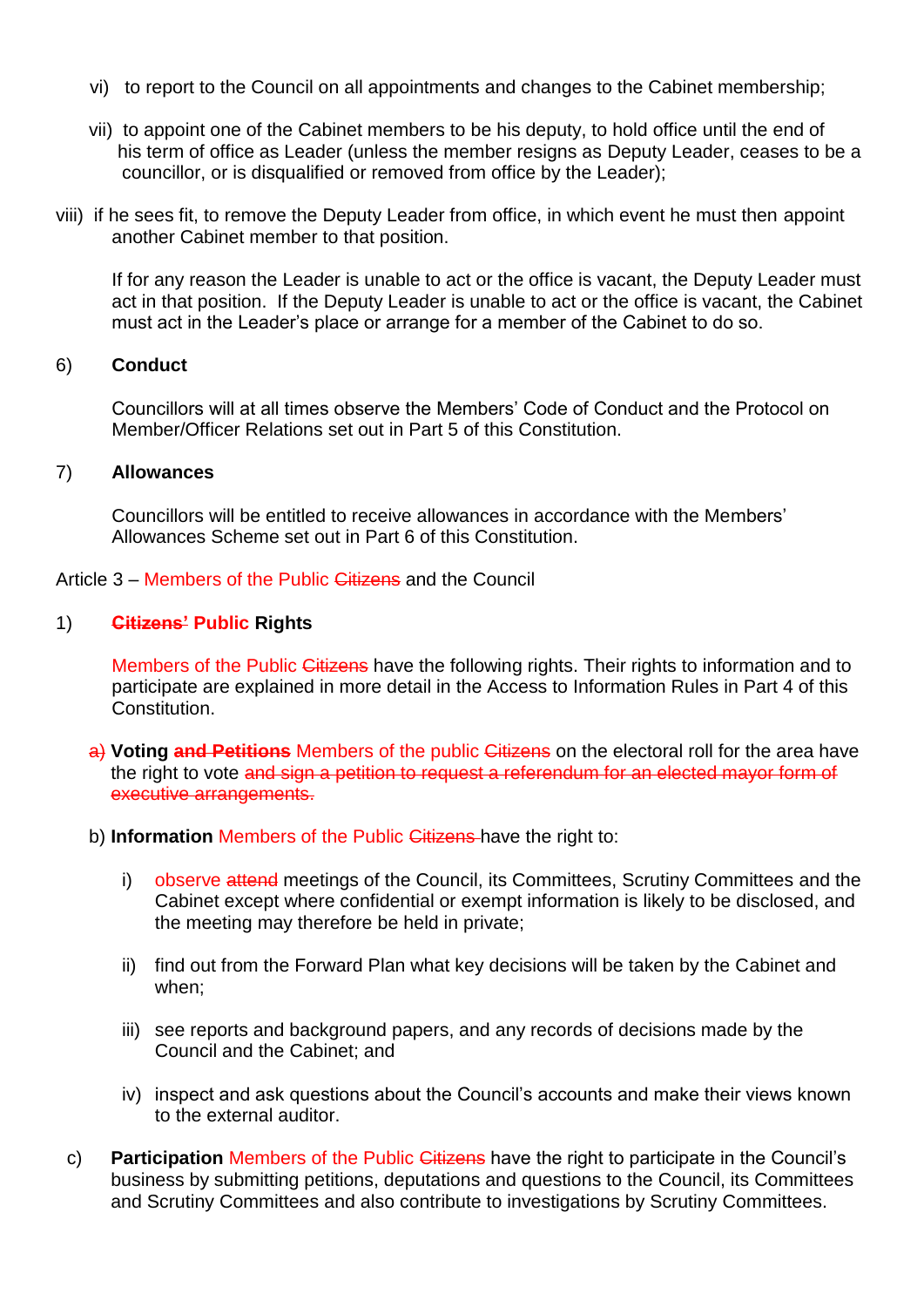vi) to report to the Council on all appointments and changes to the Cabinet membership;

vii) to appoint one of the Cabinet members to be his deputy, to hold office until the end of his term of office as Leader (unless the member resigns as Deputy Leader, ceases to be a councillor, or is disqualified or removed from office by the Leader);

viii) if he sees fit, to remove the Deputy Leader from office, in which event he must then appoint another Cabinet member to that position.

If for any reason the Leader is unable to act or the office is vacant, the Deputy Leader must act in that position. If the Deputy Leader is unable to act or the office is vacant, the Cabinet must act in the Leader's place or arrange for a member of the Cabinet to do so.

6) **Conduct**

Councillors will at all times observe the Members' Code of Conduct and the Protocol on Member/Officer Relations set out in Part 5 of this Constitution.

7) **Allowances**

Councillors will be entitled to receive allowances in accordance with the Members' Allowances Scheme set out in Part 6 of this Constitution.

Article 3 – Members of the Public ~~Citizens~~ and the Council

1) **~~Citizens'~~ Public Rights**

Members of the Public ~~Citizens~~ have the following rights. Their rights to information and to participate are explained in more detail in the Access to Information Rules in Part 4 of this Constitution.

~~a)~~ **Voting ~~and Petitions~~** Members of the public ~~Citizens~~ on the electoral roll for the area have the right to vote ~~and sign a petition to request a referendum for an elected mayor form of executive arrangements.~~

b) **Information** Members of the Public ~~Citizens~~ have the right to:

i) observe ~~attend~~ meetings of the Council, its Committees, Scrutiny Committees and the Cabinet except where confidential or exempt information is likely to be disclosed, and the meeting may therefore be held in private;

ii) find out from the Forward Plan what key decisions will be taken by the Cabinet and when;

iii) see reports and background papers, and any records of decisions made by the Council and the Cabinet; and

iv) inspect and ask questions about the Council's accounts and make their views known to the external auditor.

c) **Participation** Members of the Public ~~Citizens~~ have the right to participate in the Council's business by submitting petitions, deputations and questions to the Council, its Committees and Scrutiny Committees and also contribute to investigations by Scrutiny Committees.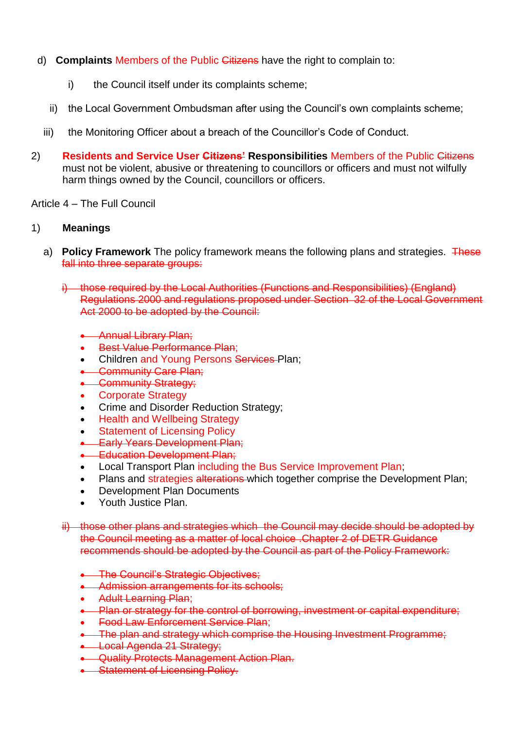d) **Complaints** Members of the Public ~~Citizens~~ have the right to complain to:

i) the Council itself under its complaints scheme;

ii) the Local Government Ombudsman after using the Council's own complaints scheme;

iii) the Monitoring Officer about a breach of the Councillor's Code of Conduct.

2) **Residents and Service User ~~Citizens'~~ Responsibilities** Members of the Public ~~Citizens~~ must not be violent, abusive or threatening to councillors or officers and must not wilfully harm things owned by the Council, councillors or officers.

Article 4 – The Full Council

1) **Meanings**

a) **Policy Framework** The policy framework means the following plans and strategies. ~~These fall into three separate groups:~~

~~i) those required by the Local Authorities (Functions and Responsibilities) (England) Regulations 2000 and regulations proposed under Section 32 of the Local Government Act 2000 to be adopted by the Council:~~

- ~~Annual Library Plan;~~
- ~~Best Value Performance Plan;~~
- Children and Young Persons ~~Services~~ Plan;
- ~~Community Care Plan;~~
- ~~Community Strategy;~~
- Corporate Strategy
- Crime and Disorder Reduction Strategy;
- Health and Wellbeing Strategy
- Statement of Licensing Policy
- ~~Early Years Development Plan;~~
- ~~Education Development Plan;~~
- Local Transport Plan including the Bus Service Improvement Plan;
- Plans and strategies ~~alterations~~ which together comprise the Development Plan;
- Development Plan Documents
- Youth Justice Plan.

~~ii) those other plans and strategies which the Council may decide should be adopted by the Council meeting as a matter of local choice .Chapter 2 of DETR Guidance recommends should be adopted by the Council as part of the Policy Framework:~~

- ~~The Council's Strategic Objectives;~~
- ~~Admission arrangements for its schools;~~
- ~~Adult Learning Plan;~~
- ~~Plan or strategy for the control of borrowing, investment or capital expenditure;~~
- ~~Food Law Enforcement Service Plan;~~
- ~~The plan and strategy which comprise the Housing Investment Programme;~~
- ~~Local Agenda 21 Strategy;~~
- ~~Quality Protects Management Action Plan.~~
- ~~Statement of Licensing Policy.~~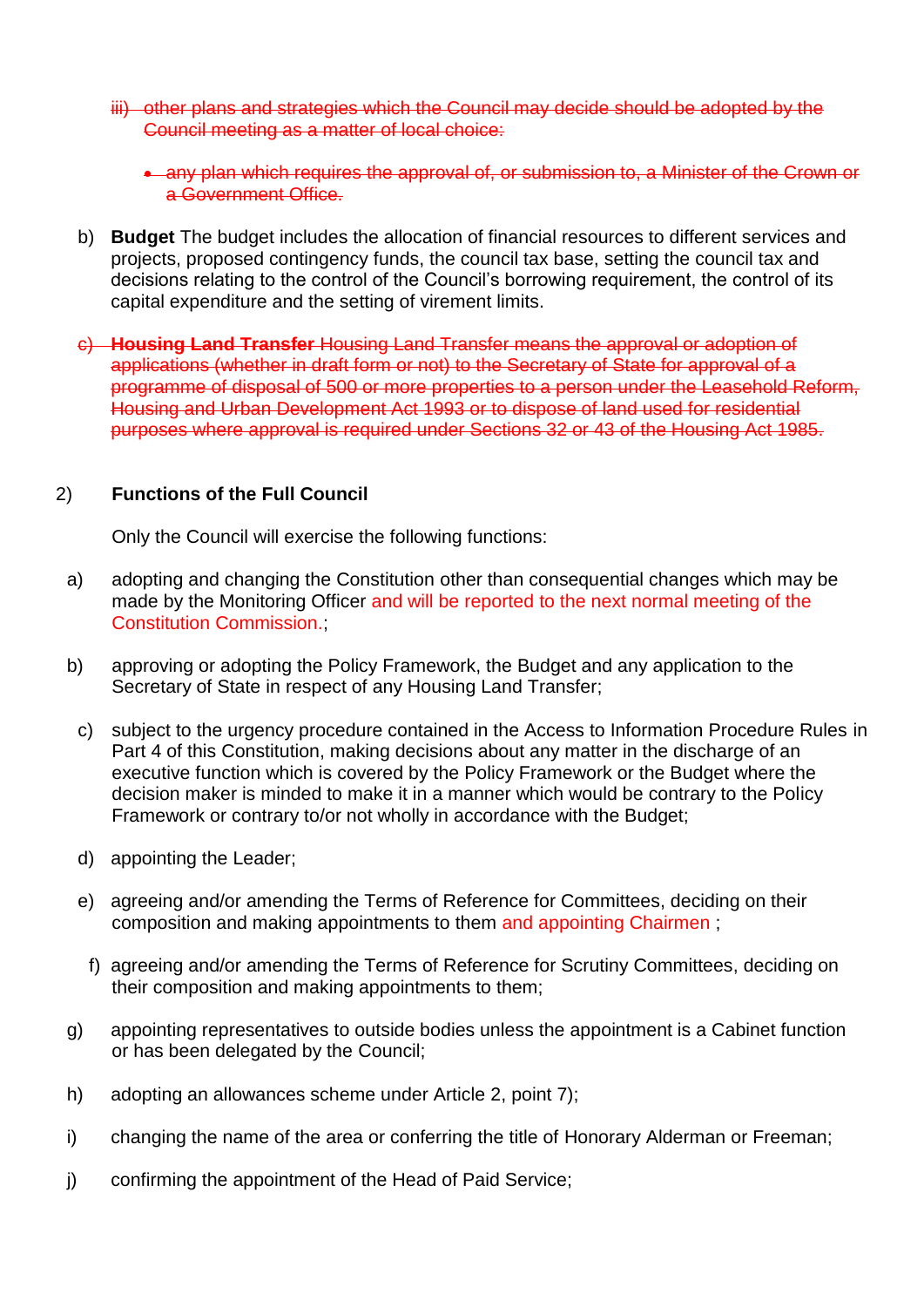~~iii) other plans and strategies which the Council may decide should be adopted by the Council meeting as a matter of local choice:~~

- ~~any plan which requires the approval of, or submission to, a Minister of the Crown or a Government Office.~~

b) **Budget** The budget includes the allocation of financial resources to different services and projects, proposed contingency funds, the council tax base, setting the council tax and decisions relating to the control of the Council's borrowing requirement, the control of its capital expenditure and the setting of virement limits.

~~c) **Housing Land Transfer** Housing Land Transfer means the approval or adoption of applications (whether in draft form or not) to the Secretary of State for approval of a programme of disposal of 500 or more properties to a person under the Leasehold Reform, Housing and Urban Development Act 1993 or to dispose of land used for residential purposes where approval is required under Sections 32 or 43 of the Housing Act 1985.~~

2) **Functions of the Full Council**

Only the Council will exercise the following functions:

a) adopting and changing the Constitution other than consequential changes which may be made by the Monitoring Officer and will be reported to the next normal meeting of the Constitution Commission.;

b) approving or adopting the Policy Framework, the Budget and any application to the Secretary of State in respect of any Housing Land Transfer;

c) subject to the urgency procedure contained in the Access to Information Procedure Rules in Part 4 of this Constitution, making decisions about any matter in the discharge of an executive function which is covered by the Policy Framework or the Budget where the decision maker is minded to make it in a manner which would be contrary to the Policy Framework or contrary to/or not wholly in accordance with the Budget;

d) appointing the Leader;

e) agreeing and/or amending the Terms of Reference for Committees, deciding on their composition and making appointments to them and appointing Chairmen ;

f) agreeing and/or amending the Terms of Reference for Scrutiny Committees, deciding on their composition and making appointments to them;

g) appointing representatives to outside bodies unless the appointment is a Cabinet function or has been delegated by the Council;

h) adopting an allowances scheme under Article 2, point 7);

i) changing the name of the area or conferring the title of Honorary Alderman or Freeman;

j) confirming the appointment of the Head of Paid Service;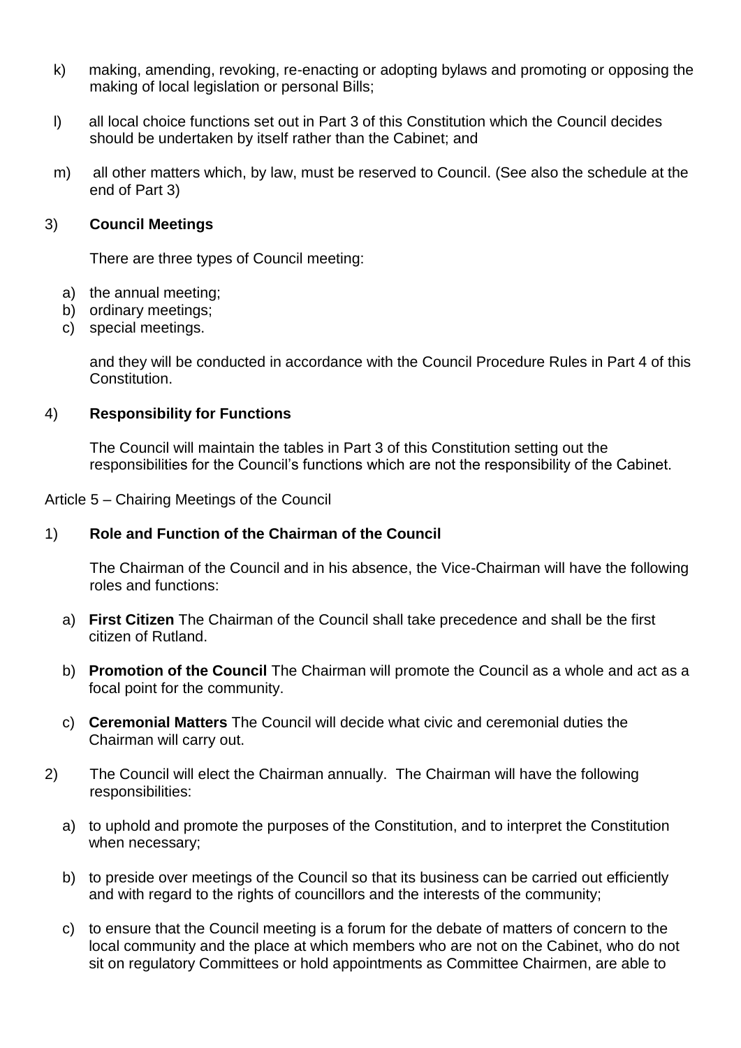k) making, amending, revoking, re-enacting or adopting bylaws and promoting or opposing the making of local legislation or personal Bills;

l) all local choice functions set out in Part 3 of this Constitution which the Council decides should be undertaken by itself rather than the Cabinet; and

m) all other matters which, by law, must be reserved to Council. (See also the schedule at the end of Part 3)

3) **Council Meetings**

There are three types of Council meeting:

a) the annual meeting;
b) ordinary meetings;
c) special meetings.

and they will be conducted in accordance with the Council Procedure Rules in Part 4 of this Constitution.

4) **Responsibility for Functions**

The Council will maintain the tables in Part 3 of this Constitution setting out the responsibilities for the Council's functions which are not the responsibility of the Cabinet.

Article 5 – Chairing Meetings of the Council

1) **Role and Function of the Chairman of the Council**

The Chairman of the Council and in his absence, the Vice-Chairman will have the following roles and functions:

a) **First Citizen** The Chairman of the Council shall take precedence and shall be the first citizen of Rutland.

b) **Promotion of the Council** The Chairman will promote the Council as a whole and act as a focal point for the community.

c) **Ceremonial Matters** The Council will decide what civic and ceremonial duties the Chairman will carry out.

2) The Council will elect the Chairman annually. The Chairman will have the following responsibilities:

a) to uphold and promote the purposes of the Constitution, and to interpret the Constitution when necessary;

b) to preside over meetings of the Council so that its business can be carried out efficiently and with regard to the rights of councillors and the interests of the community;

c) to ensure that the Council meeting is a forum for the debate of matters of concern to the local community and the place at which members who are not on the Cabinet, who do not sit on regulatory Committees or hold appointments as Committee Chairmen, are able to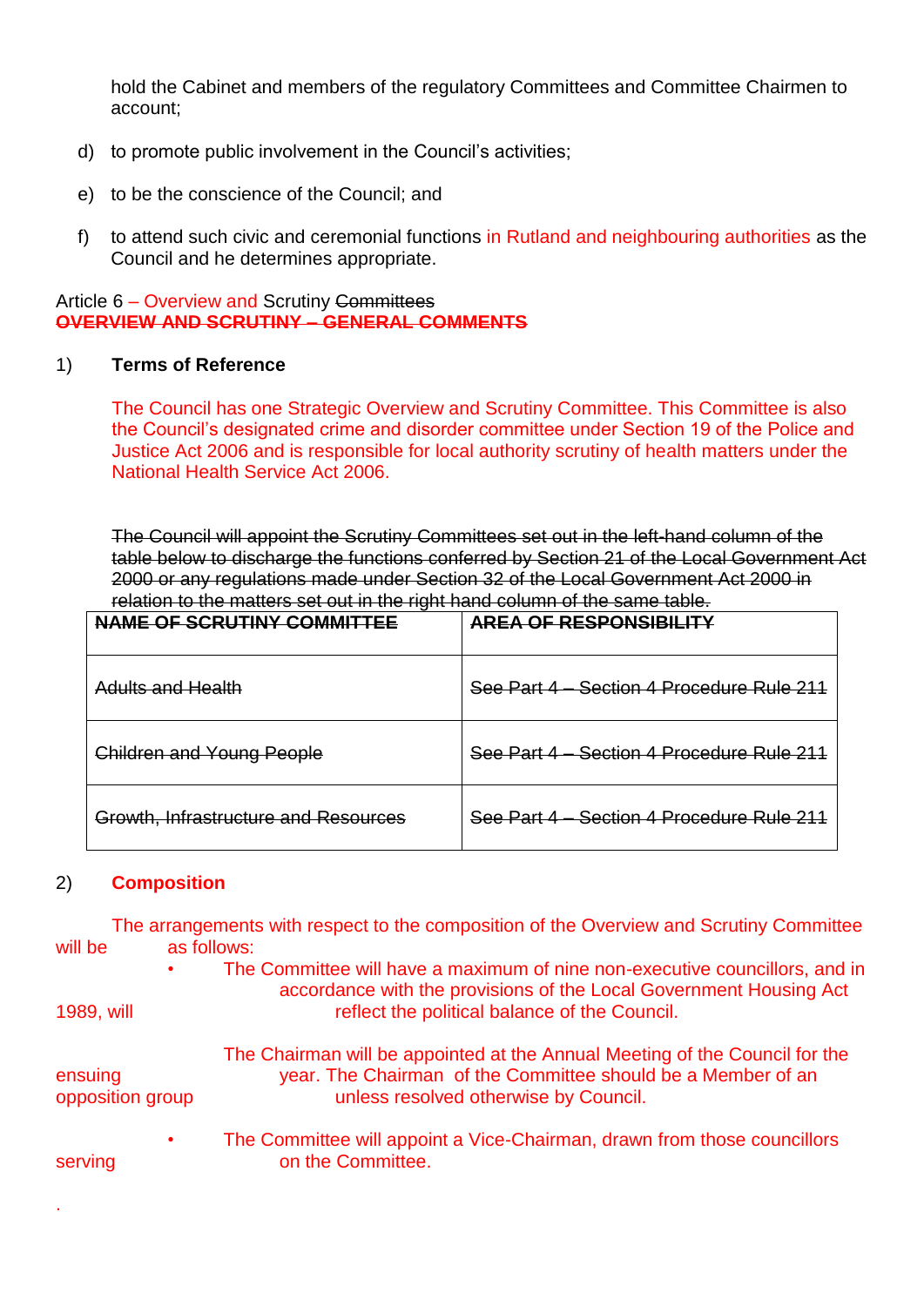hold the Cabinet and members of the regulatory Committees and Committee Chairmen to account;

d) to promote public involvement in the Council's activities;

e) to be the conscience of the Council; and

f) to attend such civic and ceremonial functions in Rutland and neighbouring authorities as the Council and he determines appropriate.

Article 6 – Overview and Scrutiny ~~Committees~~
~~**OVERVIEW AND SCRUTINY – GENERAL COMMENTS**~~

1) **Terms of Reference**

The Council has one Strategic Overview and Scrutiny Committee. This Committee is also the Council's designated crime and disorder committee under Section 19 of the Police and Justice Act 2006 and is responsible for local authority scrutiny of health matters under the National Health Service Act 2006.

~~The Council will appoint the Scrutiny Committees set out in the left-hand column of the table below to discharge the functions conferred by Section 21 of the Local Government Act 2000 or any regulations made under Section 32 of the Local Government Act 2000 in relation to the matters set out in the right hand column of the same table.~~

| ~~**NAME OF SCRUTINY COMMITTEE**~~ | ~~**AREA OF RESPONSIBILITY**~~ |
|---|---|
| ~~Adults and Health~~ | ~~See Part 4 – Section 4 Procedure Rule 211~~ |
| ~~Children and Young People~~ | ~~See Part 4 – Section 4 Procedure Rule 211~~ |
| ~~Growth, Infrastructure and Resources~~ | ~~See Part 4 – Section 4 Procedure Rule 211~~ |

2) **Composition**

The arrangements with respect to the composition of the Overview and Scrutiny Committee will be as follows:

- The Committee will have a maximum of nine non-executive councillors, and in accordance with the provisions of the Local Government Housing Act 1989, will reflect the political balance of the Council.

  The Chairman will be appointed at the Annual Meeting of the Council for the ensuing year. The Chairman of the Committee should be a Member of an opposition group unless resolved otherwise by Council.

- The Committee will appoint a Vice-Chairman, drawn from those councillors serving on the Committee.

.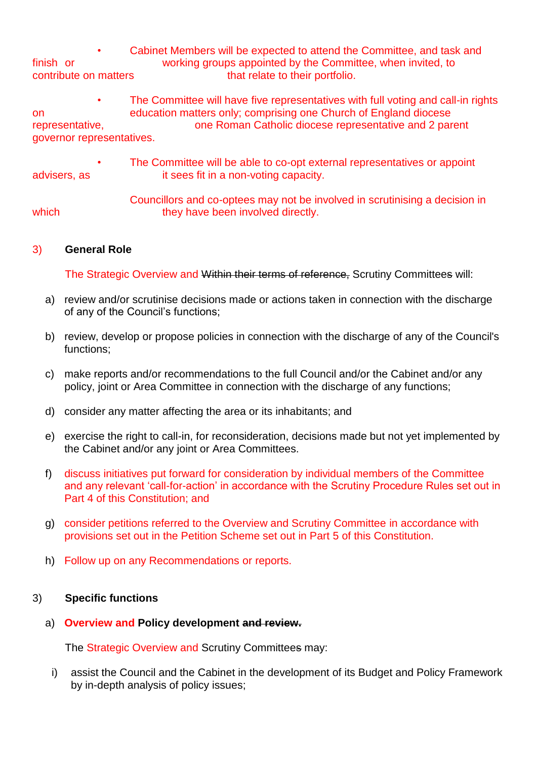- Cabinet Members will be expected to attend the Committee, and task and finish or working groups appointed by the Committee, when invited, to contribute on matters that relate to their portfolio.

- The Committee will have five representatives with full voting and call-in rights on education matters only; comprising one Church of England diocese representative, one Roman Catholic diocese representative and 2 parent governor representatives.

- The Committee will be able to co-opt external representatives or appoint advisers, as it sees fit in a non-voting capacity.

  Councillors and co-optees may not be involved in scrutinising a decision in which they have been involved directly.

3) **General Role**

The Strategic Overview and ~~Within their terms of reference,~~ Scrutiny Committees will:

a) review and/or scrutinise decisions made or actions taken in connection with the discharge of any of the Council's functions;

b) review, develop or propose policies in connection with the discharge of any of the Council's functions;

c) make reports and/or recommendations to the full Council and/or the Cabinet and/or any policy, joint or Area Committee in connection with the discharge of any functions;

d) consider any matter affecting the area or its inhabitants; and

e) exercise the right to call-in, for reconsideration, decisions made but not yet implemented by the Cabinet and/or any joint or Area Committees.

f) discuss initiatives put forward for consideration by individual members of the Committee and any relevant 'call-for-action' in accordance with the Scrutiny Procedure Rules set out in Part 4 of this Constitution; and

g) consider petitions referred to the Overview and Scrutiny Committee in accordance with provisions set out in the Petition Scheme set out in Part 5 of this Constitution.

h) Follow up on any Recommendations or reports.

3) **Specific functions**

a) **Overview and Policy development ~~and review.~~**

The Strategic Overview and Scrutiny Committee~~s~~ may:

i) assist the Council and the Cabinet in the development of its Budget and Policy Framework by in-depth analysis of policy issues;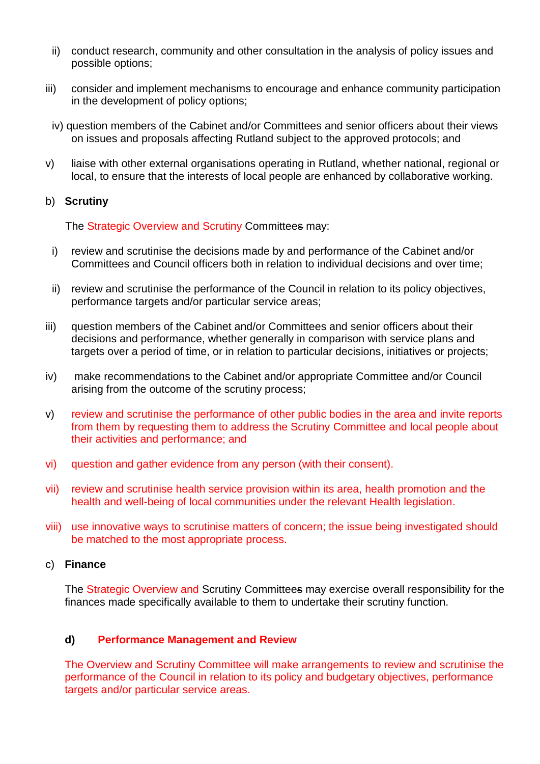ii) conduct research, community and other consultation in the analysis of policy issues and possible options;

iii) consider and implement mechanisms to encourage and enhance community participation in the development of policy options;

iv) question members of the Cabinet and/or Committees and senior officers about their views on issues and proposals affecting Rutland subject to the approved protocols; and

v) liaise with other external organisations operating in Rutland, whether national, regional or local, to ensure that the interests of local people are enhanced by collaborative working.

b) **Scrutiny**

The Strategic Overview and Scrutiny Committees may:

i) review and scrutinise the decisions made by and performance of the Cabinet and/or Committees and Council officers both in relation to individual decisions and over time;

ii) review and scrutinise the performance of the Council in relation to its policy objectives, performance targets and/or particular service areas;

iii) question members of the Cabinet and/or Committees and senior officers about their decisions and performance, whether generally in comparison with service plans and targets over a period of time, or in relation to particular decisions, initiatives or projects;

iv) make recommendations to the Cabinet and/or appropriate Committee and/or Council arising from the outcome of the scrutiny process;

v) review and scrutinise the performance of other public bodies in the area and invite reports from them by requesting them to address the Scrutiny Committee and local people about their activities and performance; and

vi) question and gather evidence from any person (with their consent).

vii) review and scrutinise health service provision within its area, health promotion and the health and well-being of local communities under the relevant Health legislation.

viii) use innovative ways to scrutinise matters of concern; the issue being investigated should be matched to the most appropriate process.

c) **Finance**

The Strategic Overview and Scrutiny Committees may exercise overall responsibility for the finances made specifically available to them to undertake their scrutiny function.

**d) Performance Management and Review**

The Overview and Scrutiny Committee will make arrangements to review and scrutinise the performance of the Council in relation to its policy and budgetary objectives, performance targets and/or particular service areas.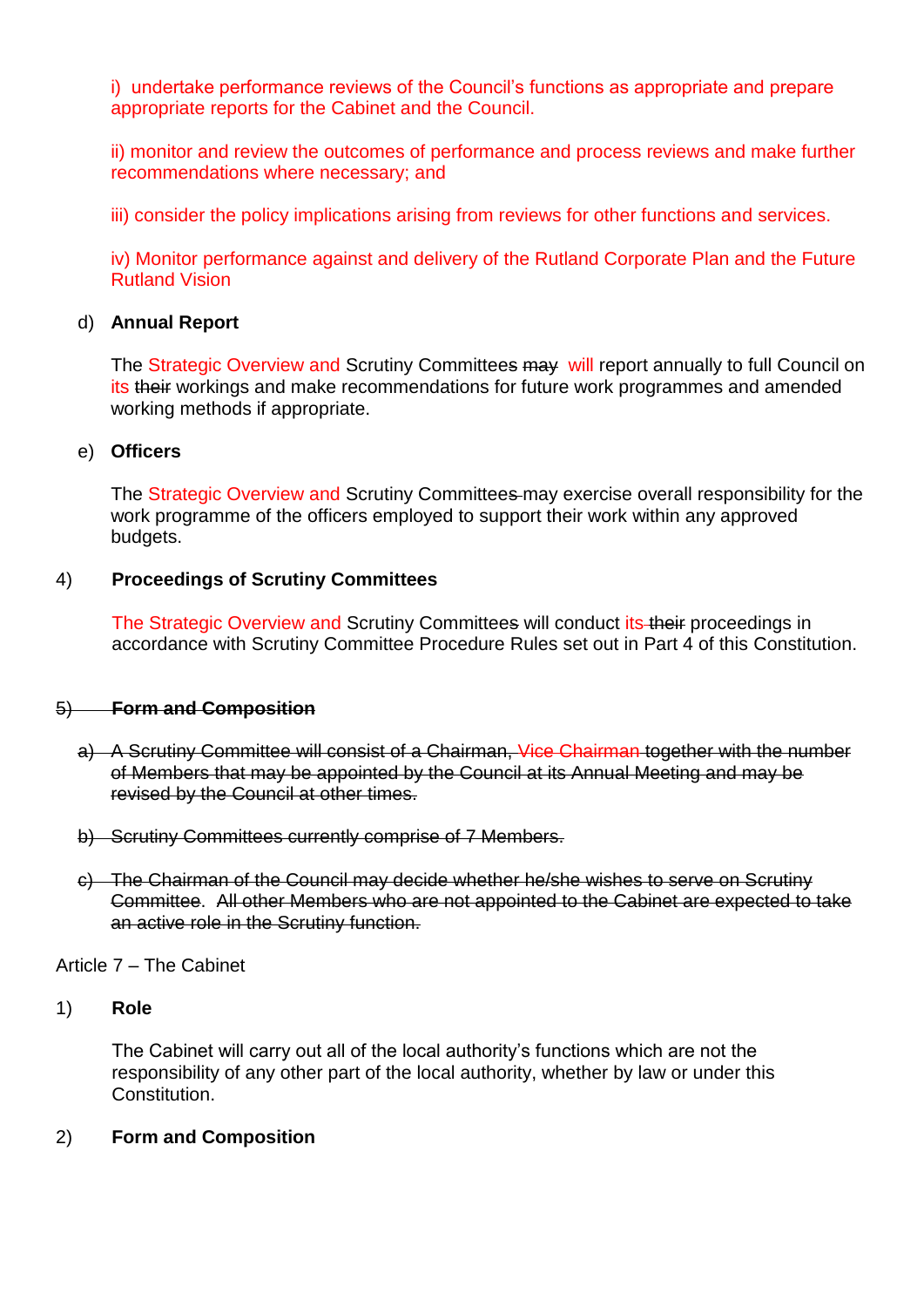i) undertake performance reviews of the Council's functions as appropriate and prepare appropriate reports for the Cabinet and the Council.

ii) monitor and review the outcomes of performance and process reviews and make further recommendations where necessary; and

iii) consider the policy implications arising from reviews for other functions and services.

iv) Monitor performance against and delivery of the Rutland Corporate Plan and the Future Rutland Vision

d) **Annual Report**

The Strategic Overview and Scrutiny Committees ~~may~~ will report annually to full Council on its ~~their~~ workings and make recommendations for future work programmes and amended working methods if appropriate.

e) **Officers**

The Strategic Overview and Scrutiny Committee~~s~~ may exercise overall responsibility for the work programme of the officers employed to support their work within any approved budgets.

4) **Proceedings of Scrutiny Committees**

The Strategic Overview and Scrutiny Committee~~s~~ will conduct its ~~their~~ proceedings in accordance with Scrutiny Committee Procedure Rules set out in Part 4 of this Constitution.

~~5) **Form and Composition**~~

~~a) A Scrutiny Committee will consist of a Chairman, Vice Chairman together with the number of Members that may be appointed by the Council at its Annual Meeting and may be revised by the Council at other times.~~

~~b) Scrutiny Committees currently comprise of 7 Members.~~

~~c) The Chairman of the Council may decide whether he/she wishes to serve on Scrutiny Committee. All other Members who are not appointed to the Cabinet are expected to take an active role in the Scrutiny function.~~

Article 7 – The Cabinet

1) **Role**

The Cabinet will carry out all of the local authority's functions which are not the responsibility of any other part of the local authority, whether by law or under this Constitution.

2) **Form and Composition**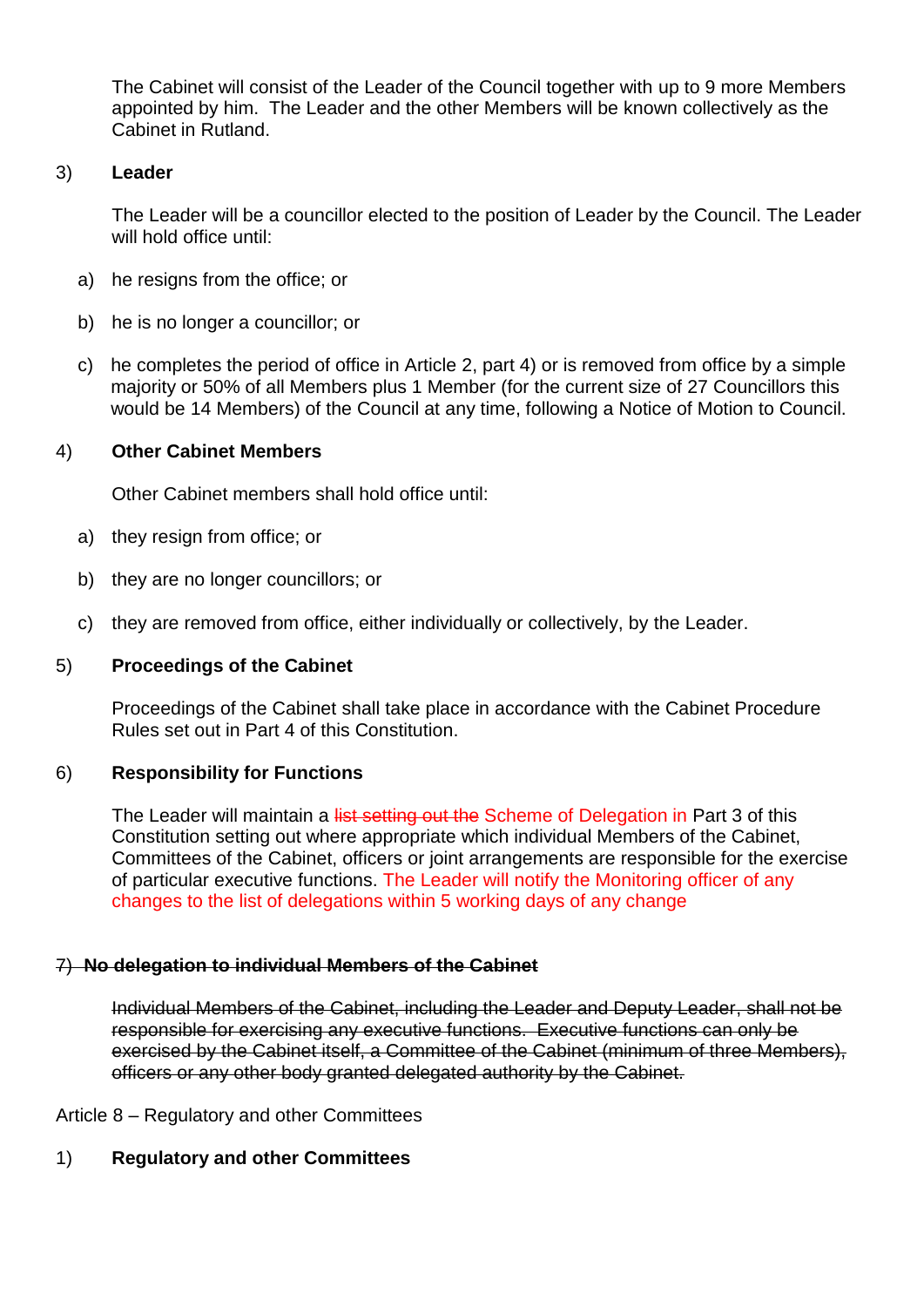The Cabinet will consist of the Leader of the Council together with up to 9 more Members appointed by him. The Leader and the other Members will be known collectively as the Cabinet in Rutland.

3) **Leader**

The Leader will be a councillor elected to the position of Leader by the Council. The Leader will hold office until:

a) he resigns from the office; or

b) he is no longer a councillor; or

c) he completes the period of office in Article 2, part 4) or is removed from office by a simple majority or 50% of all Members plus 1 Member (for the current size of 27 Councillors this would be 14 Members) of the Council at any time, following a Notice of Motion to Council.

4) **Other Cabinet Members**

Other Cabinet members shall hold office until:

a) they resign from office; or

b) they are no longer councillors; or

c) they are removed from office, either individually or collectively, by the Leader.

5) **Proceedings of the Cabinet**

Proceedings of the Cabinet shall take place in accordance with the Cabinet Procedure Rules set out in Part 4 of this Constitution.

6) **Responsibility for Functions**

The Leader will maintain a ~~list setting out the~~ Scheme of Delegation in Part 3 of this Constitution setting out where appropriate which individual Members of the Cabinet, Committees of the Cabinet, officers or joint arrangements are responsible for the exercise of particular executive functions. The Leader will notify the Monitoring officer of any changes to the list of delegations within 5 working days of any change

~~7) **No delegation to individual Members of the Cabinet**~~

~~Individual Members of the Cabinet, including the Leader and Deputy Leader, shall not be responsible for exercising any executive functions. Executive functions can only be exercised by the Cabinet itself, a Committee of the Cabinet (minimum of three Members), officers or any other body granted delegated authority by the Cabinet.~~

Article 8 – Regulatory and other Committees

1) **Regulatory and other Committees**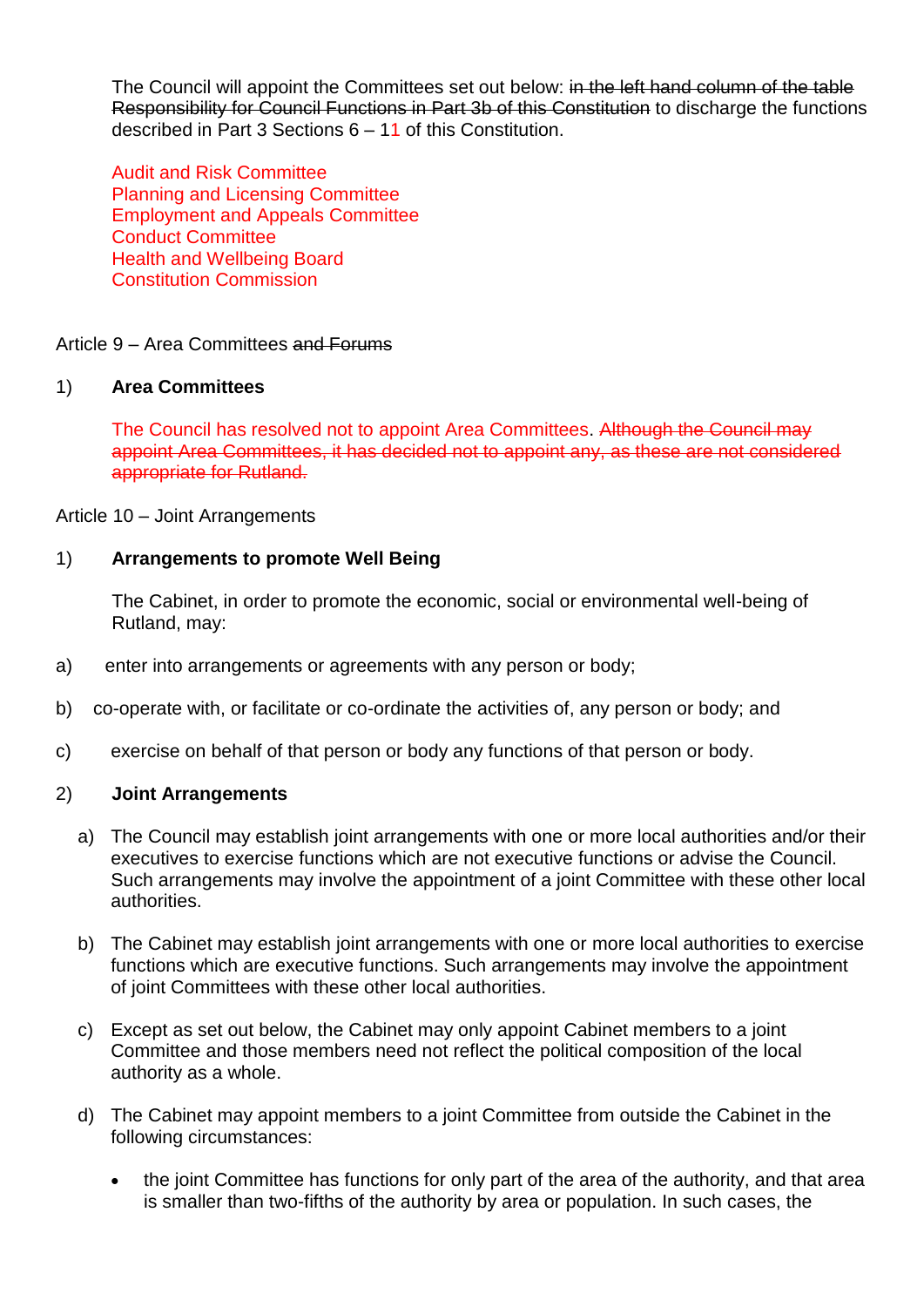The Council will appoint the Committees set out below: ~~in the left hand column of the table Responsibility for Council Functions in Part 3b of this Constitution~~ to discharge the functions described in Part 3 Sections 6 – 11 of this Constitution.

Audit and Risk Committee
Planning and Licensing Committee
Employment and Appeals Committee
Conduct Committee
Health and Wellbeing Board
Constitution Commission

Article 9 – Area Committees ~~and Forums~~

1) **Area Committees**

The Council has resolved not to appoint Area Committees. ~~Although the Council may appoint Area Committees, it has decided not to appoint any, as these are not considered appropriate for Rutland.~~

Article 10 – Joint Arrangements

1) **Arrangements to promote Well Being**

The Cabinet, in order to promote the economic, social or environmental well-being of Rutland, may:

a) enter into arrangements or agreements with any person or body;

b) co-operate with, or facilitate or co-ordinate the activities of, any person or body; and

c) exercise on behalf of that person or body any functions of that person or body.

2) **Joint Arrangements**

a) The Council may establish joint arrangements with one or more local authorities and/or their executives to exercise functions which are not executive functions or advise the Council. Such arrangements may involve the appointment of a joint Committee with these other local authorities.

b) The Cabinet may establish joint arrangements with one or more local authorities to exercise functions which are executive functions. Such arrangements may involve the appointment of joint Committees with these other local authorities.

c) Except as set out below, the Cabinet may only appoint Cabinet members to a joint Committee and those members need not reflect the political composition of the local authority as a whole.

d) The Cabinet may appoint members to a joint Committee from outside the Cabinet in the following circumstances:

- the joint Committee has functions for only part of the area of the authority, and that area is smaller than two-fifths of the authority by area or population. In such cases, the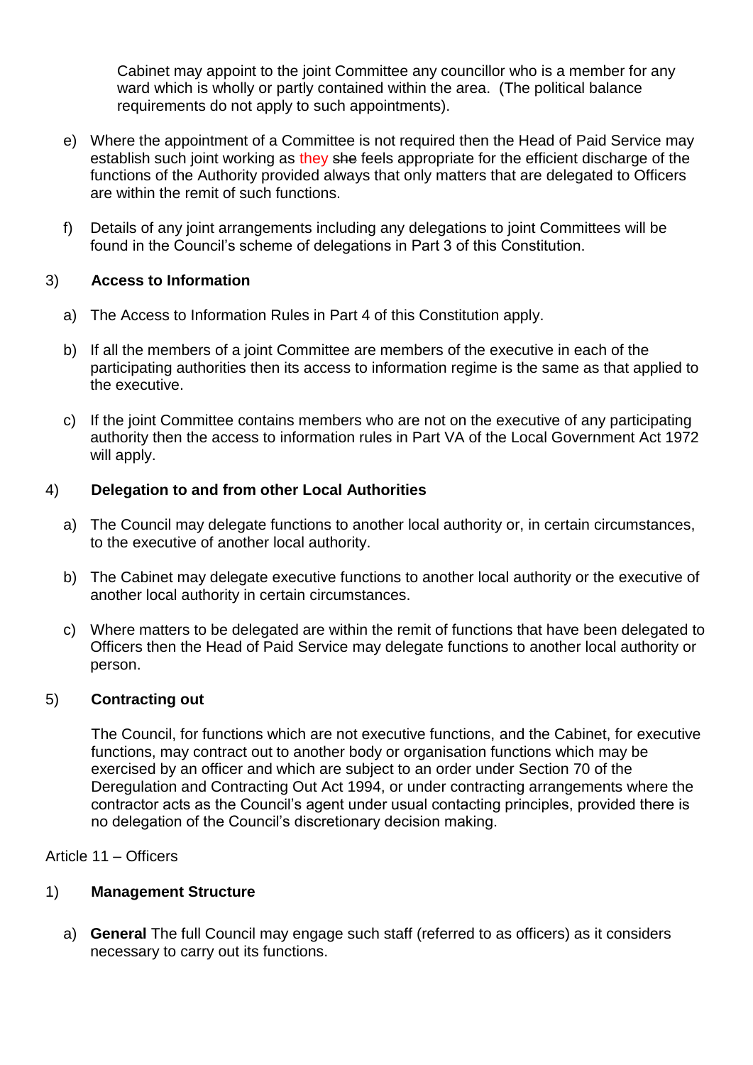Cabinet may appoint to the joint Committee any councillor who is a member for any ward which is wholly or partly contained within the area. (The political balance requirements do not apply to such appointments).

e) Where the appointment of a Committee is not required then the Head of Paid Service may establish such joint working as they ~~she~~ feels appropriate for the efficient discharge of the functions of the Authority provided always that only matters that are delegated to Officers are within the remit of such functions.

f) Details of any joint arrangements including any delegations to joint Committees will be found in the Council's scheme of delegations in Part 3 of this Constitution.

3) **Access to Information**

a) The Access to Information Rules in Part 4 of this Constitution apply.

b) If all the members of a joint Committee are members of the executive in each of the participating authorities then its access to information regime is the same as that applied to the executive.

c) If the joint Committee contains members who are not on the executive of any participating authority then the access to information rules in Part VA of the Local Government Act 1972 will apply.

4) **Delegation to and from other Local Authorities**

a) The Council may delegate functions to another local authority or, in certain circumstances, to the executive of another local authority.

b) The Cabinet may delegate executive functions to another local authority or the executive of another local authority in certain circumstances.

c) Where matters to be delegated are within the remit of functions that have been delegated to Officers then the Head of Paid Service may delegate functions to another local authority or person.

5) **Contracting out**

The Council, for functions which are not executive functions, and the Cabinet, for executive functions, may contract out to another body or organisation functions which may be exercised by an officer and which are subject to an order under Section 70 of the Deregulation and Contracting Out Act 1994, or under contracting arrangements where the contractor acts as the Council's agent under usual contacting principles, provided there is no delegation of the Council's discretionary decision making.

Article 11 – Officers

1) **Management Structure**

a) **General** The full Council may engage such staff (referred to as officers) as it considers necessary to carry out its functions.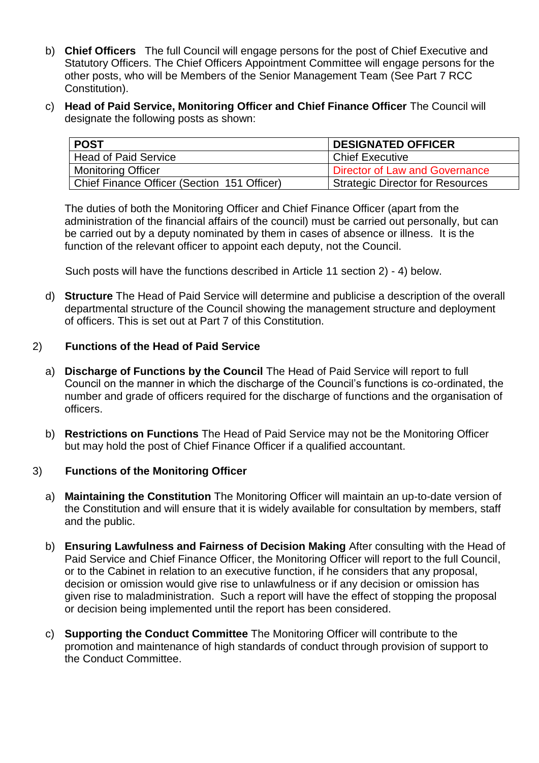b) **Chief Officers** The full Council will engage persons for the post of Chief Executive and Statutory Officers. The Chief Officers Appointment Committee will engage persons for the other posts, who will be Members of the Senior Management Team (See Part 7 RCC Constitution).

c) **Head of Paid Service, Monitoring Officer and Chief Finance Officer** The Council will designate the following posts as shown:

| POST | DESIGNATED OFFICER |
|---|---|
| Head of Paid Service | Chief Executive |
| Monitoring Officer | Director of Law and Governance |
| Chief Finance Officer (Section 151 Officer) | Strategic Director for Resources |

The duties of both the Monitoring Officer and Chief Finance Officer (apart from the administration of the financial affairs of the council) must be carried out personally, but can be carried out by a deputy nominated by them in cases of absence or illness. It is the function of the relevant officer to appoint each deputy, not the Council.

Such posts will have the functions described in Article 11 section 2) - 4) below.

d) **Structure** The Head of Paid Service will determine and publicise a description of the overall departmental structure of the Council showing the management structure and deployment of officers. This is set out at Part 7 of this Constitution.

2) **Functions of the Head of Paid Service**

a) **Discharge of Functions by the Council** The Head of Paid Service will report to full Council on the manner in which the discharge of the Council's functions is co-ordinated, the number and grade of officers required for the discharge of functions and the organisation of officers.

b) **Restrictions on Functions** The Head of Paid Service may not be the Monitoring Officer but may hold the post of Chief Finance Officer if a qualified accountant.

3) **Functions of the Monitoring Officer**

a) **Maintaining the Constitution** The Monitoring Officer will maintain an up-to-date version of the Constitution and will ensure that it is widely available for consultation by members, staff and the public.

b) **Ensuring Lawfulness and Fairness of Decision Making** After consulting with the Head of Paid Service and Chief Finance Officer, the Monitoring Officer will report to the full Council, or to the Cabinet in relation to an executive function, if he considers that any proposal, decision or omission would give rise to unlawfulness or if any decision or omission has given rise to maladministration. Such a report will have the effect of stopping the proposal or decision being implemented until the report has been considered.

c) **Supporting the Conduct Committee** The Monitoring Officer will contribute to the promotion and maintenance of high standards of conduct through provision of support to the Conduct Committee.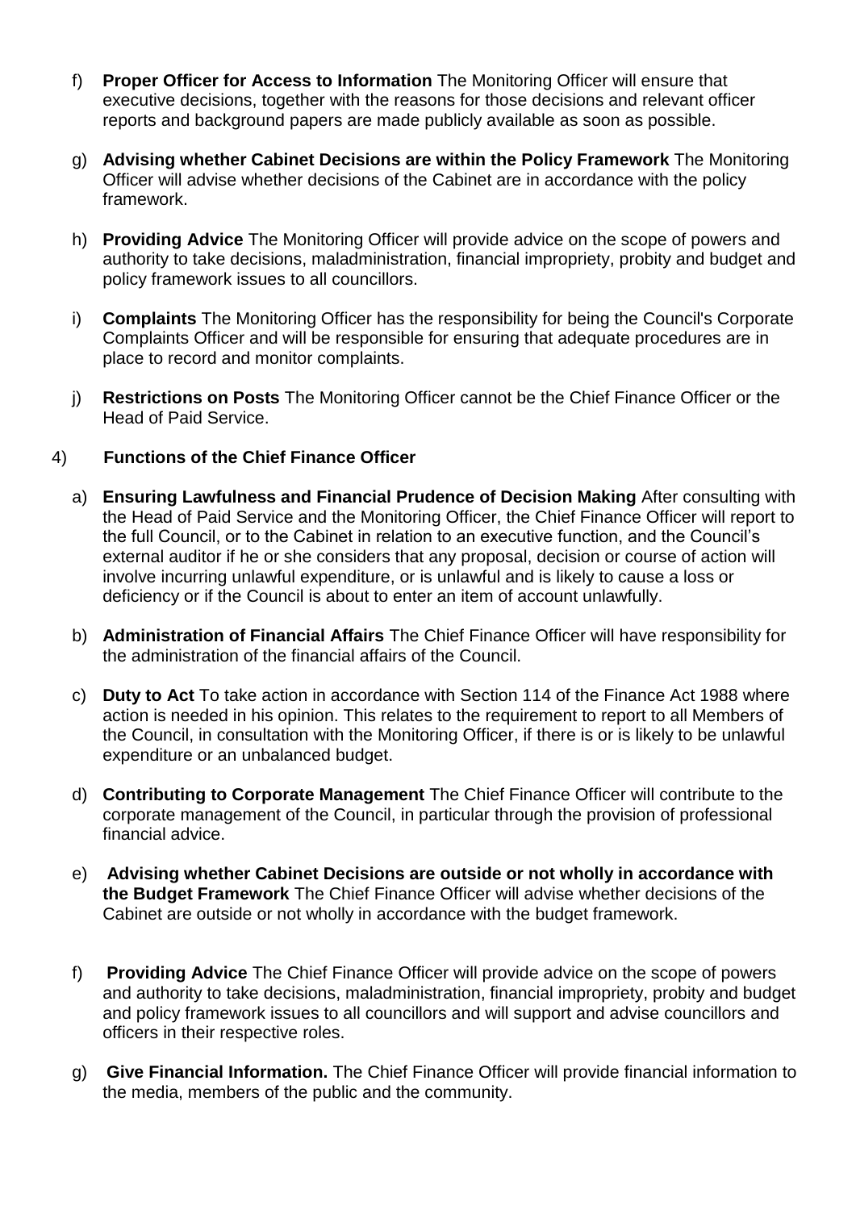f) **Proper Officer for Access to Information** The Monitoring Officer will ensure that executive decisions, together with the reasons for those decisions and relevant officer reports and background papers are made publicly available as soon as possible.

g) **Advising whether Cabinet Decisions are within the Policy Framework** The Monitoring Officer will advise whether decisions of the Cabinet are in accordance with the policy framework.

h) **Providing Advice** The Monitoring Officer will provide advice on the scope of powers and authority to take decisions, maladministration, financial impropriety, probity and budget and policy framework issues to all councillors.

i) **Complaints** The Monitoring Officer has the responsibility for being the Council's Corporate Complaints Officer and will be responsible for ensuring that adequate procedures are in place to record and monitor complaints.

j) **Restrictions on Posts** The Monitoring Officer cannot be the Chief Finance Officer or the Head of Paid Service.

4) **Functions of the Chief Finance Officer**

a) **Ensuring Lawfulness and Financial Prudence of Decision Making** After consulting with the Head of Paid Service and the Monitoring Officer, the Chief Finance Officer will report to the full Council, or to the Cabinet in relation to an executive function, and the Council's external auditor if he or she considers that any proposal, decision or course of action will involve incurring unlawful expenditure, or is unlawful and is likely to cause a loss or deficiency or if the Council is about to enter an item of account unlawfully.

b) **Administration of Financial Affairs** The Chief Finance Officer will have responsibility for the administration of the financial affairs of the Council.

c) **Duty to Act** To take action in accordance with Section 114 of the Finance Act 1988 where action is needed in his opinion. This relates to the requirement to report to all Members of the Council, in consultation with the Monitoring Officer, if there is or is likely to be unlawful expenditure or an unbalanced budget.

d) **Contributing to Corporate Management** The Chief Finance Officer will contribute to the corporate management of the Council, in particular through the provision of professional financial advice.

e) **Advising whether Cabinet Decisions are outside or not wholly in accordance with the Budget Framework** The Chief Finance Officer will advise whether decisions of the Cabinet are outside or not wholly in accordance with the budget framework.

f) **Providing Advice** The Chief Finance Officer will provide advice on the scope of powers and authority to take decisions, maladministration, financial impropriety, probity and budget and policy framework issues to all councillors and will support and advise councillors and officers in their respective roles.

g) **Give Financial Information.** The Chief Finance Officer will provide financial information to the media, members of the public and the community.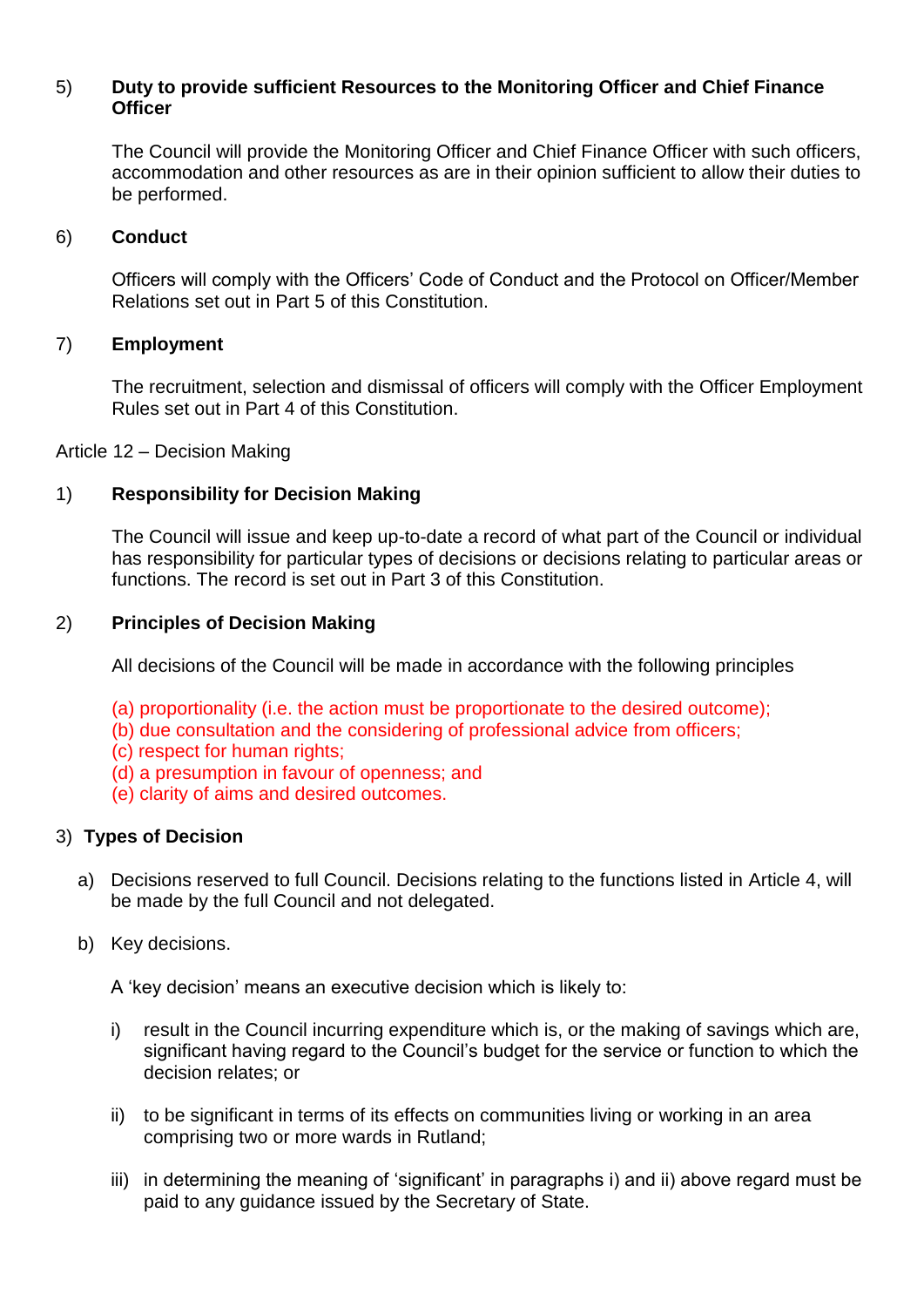5) **Duty to provide sufficient Resources to the Monitoring Officer and Chief Finance Officer**

The Council will provide the Monitoring Officer and Chief Finance Officer with such officers, accommodation and other resources as are in their opinion sufficient to allow their duties to be performed.

6) **Conduct**

Officers will comply with the Officers' Code of Conduct and the Protocol on Officer/Member Relations set out in Part 5 of this Constitution.

7) **Employment**

The recruitment, selection and dismissal of officers will comply with the Officer Employment Rules set out in Part 4 of this Constitution.

Article 12 – Decision Making

1) **Responsibility for Decision Making**

The Council will issue and keep up-to-date a record of what part of the Council or individual has responsibility for particular types of decisions or decisions relating to particular areas or functions. The record is set out in Part 3 of this Constitution.

2) **Principles of Decision Making**

All decisions of the Council will be made in accordance with the following principles

(a) proportionality (i.e. the action must be proportionate to the desired outcome);
(b) due consultation and the considering of professional advice from officers;
(c) respect for human rights;
(d) a presumption in favour of openness; and
(e) clarity of aims and desired outcomes.

3) **Types of Decision**

a) Decisions reserved to full Council. Decisions relating to the functions listed in Article 4, will be made by the full Council and not delegated.

b) Key decisions.

A 'key decision' means an executive decision which is likely to:

i) result in the Council incurring expenditure which is, or the making of savings which are, significant having regard to the Council's budget for the service or function to which the decision relates; or

ii) to be significant in terms of its effects on communities living or working in an area comprising two or more wards in Rutland;

iii) in determining the meaning of 'significant' in paragraphs i) and ii) above regard must be paid to any guidance issued by the Secretary of State.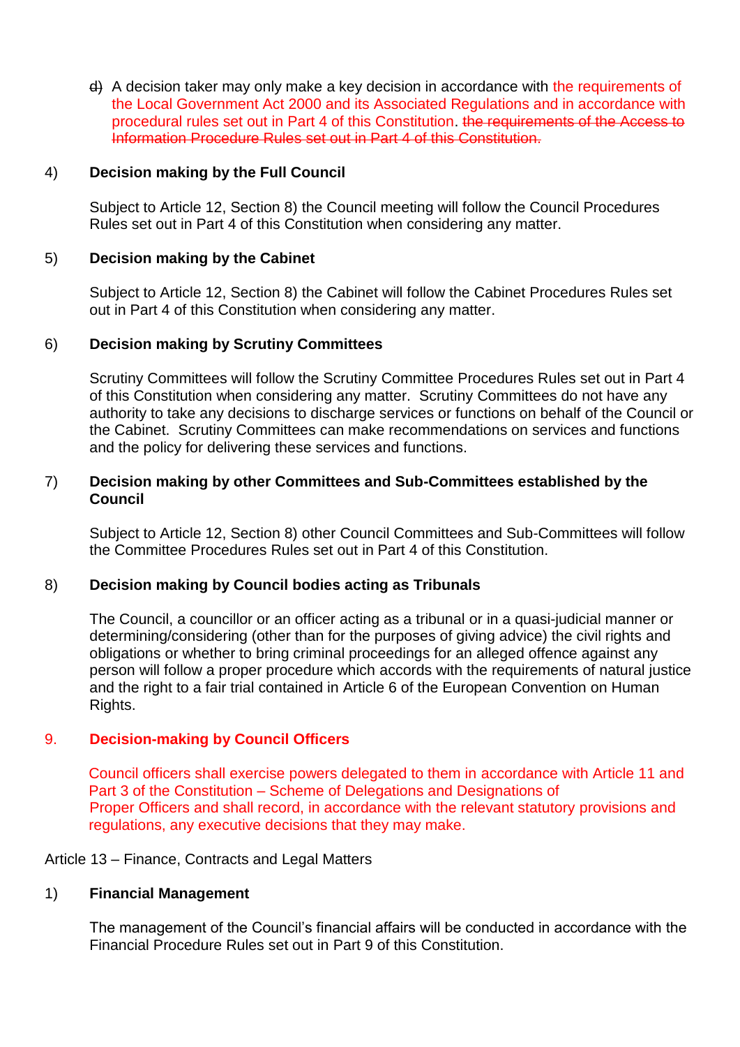~~d)~~ A decision taker may only make a key decision in accordance with the requirements of the Local Government Act 2000 and its Associated Regulations and in accordance with procedural rules set out in Part 4 of this Constitution. ~~the requirements of the Access to Information Procedure Rules set out in Part 4 of this Constitution.~~

4) **Decision making by the Full Council**

Subject to Article 12, Section 8) the Council meeting will follow the Council Procedures Rules set out in Part 4 of this Constitution when considering any matter.

5) **Decision making by the Cabinet**

Subject to Article 12, Section 8) the Cabinet will follow the Cabinet Procedures Rules set out in Part 4 of this Constitution when considering any matter.

6) **Decision making by Scrutiny Committees**

Scrutiny Committees will follow the Scrutiny Committee Procedures Rules set out in Part 4 of this Constitution when considering any matter. Scrutiny Committees do not have any authority to take any decisions to discharge services or functions on behalf of the Council or the Cabinet. Scrutiny Committees can make recommendations on services and functions and the policy for delivering these services and functions.

7) **Decision making by other Committees and Sub-Committees established by the Council**

Subject to Article 12, Section 8) other Council Committees and Sub-Committees will follow the Committee Procedures Rules set out in Part 4 of this Constitution.

8) **Decision making by Council bodies acting as Tribunals**

The Council, a councillor or an officer acting as a tribunal or in a quasi-judicial manner or determining/considering (other than for the purposes of giving advice) the civil rights and obligations or whether to bring criminal proceedings for an alleged offence against any person will follow a proper procedure which accords with the requirements of natural justice and the right to a fair trial contained in Article 6 of the European Convention on Human Rights.

9. **Decision-making by Council Officers**

Council officers shall exercise powers delegated to them in accordance with Article 11 and Part 3 of the Constitution – Scheme of Delegations and Designations of Proper Officers and shall record, in accordance with the relevant statutory provisions and regulations, any executive decisions that they may make.

Article 13 – Finance, Contracts and Legal Matters

1) **Financial Management**

The management of the Council's financial affairs will be conducted in accordance with the Financial Procedure Rules set out in Part 9 of this Constitution.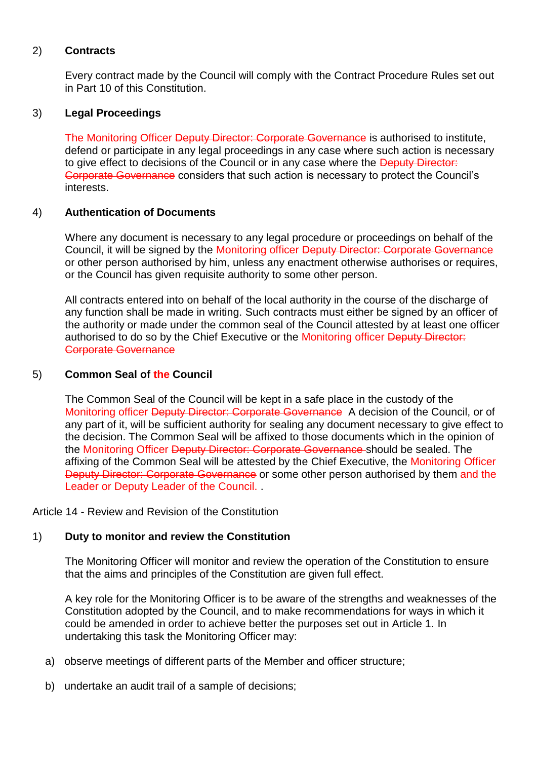2) **Contracts**

Every contract made by the Council will comply with the Contract Procedure Rules set out in Part 10 of this Constitution.

3) **Legal Proceedings**

The Monitoring Officer ~~Deputy Director: Corporate Governance~~ is authorised to institute, defend or participate in any legal proceedings in any case where such action is necessary to give effect to decisions of the Council or in any case where the ~~Deputy Director: Corporate Governance~~ considers that such action is necessary to protect the Council's interests.

4) **Authentication of Documents**

Where any document is necessary to any legal procedure or proceedings on behalf of the Council, it will be signed by the Monitoring officer ~~Deputy Director: Corporate Governance~~ or other person authorised by him, unless any enactment otherwise authorises or requires, or the Council has given requisite authority to some other person.

All contracts entered into on behalf of the local authority in the course of the discharge of any function shall be made in writing. Such contracts must either be signed by an officer of the authority or made under the common seal of the Council attested by at least one officer authorised to do so by the Chief Executive or the Monitoring officer ~~Deputy Director: Corporate Governance~~

5) **Common Seal of the Council**

The Common Seal of the Council will be kept in a safe place in the custody of the Monitoring officer ~~Deputy Director: Corporate Governance~~ A decision of the Council, or of any part of it, will be sufficient authority for sealing any document necessary to give effect to the decision. The Common Seal will be affixed to those documents which in the opinion of the Monitoring Officer ~~Deputy Director: Corporate Governance~~ should be sealed. The affixing of the Common Seal will be attested by the Chief Executive, the Monitoring Officer ~~Deputy Director: Corporate Governance~~ or some other person authorised by them and the Leader or Deputy Leader of the Council. .

Article 14 - Review and Revision of the Constitution

1) **Duty to monitor and review the Constitution**

The Monitoring Officer will monitor and review the operation of the Constitution to ensure that the aims and principles of the Constitution are given full effect.

A key role for the Monitoring Officer is to be aware of the strengths and weaknesses of the Constitution adopted by the Council, and to make recommendations for ways in which it could be amended in order to achieve better the purposes set out in Article 1. In undertaking this task the Monitoring Officer may:

a) observe meetings of different parts of the Member and officer structure;

b) undertake an audit trail of a sample of decisions;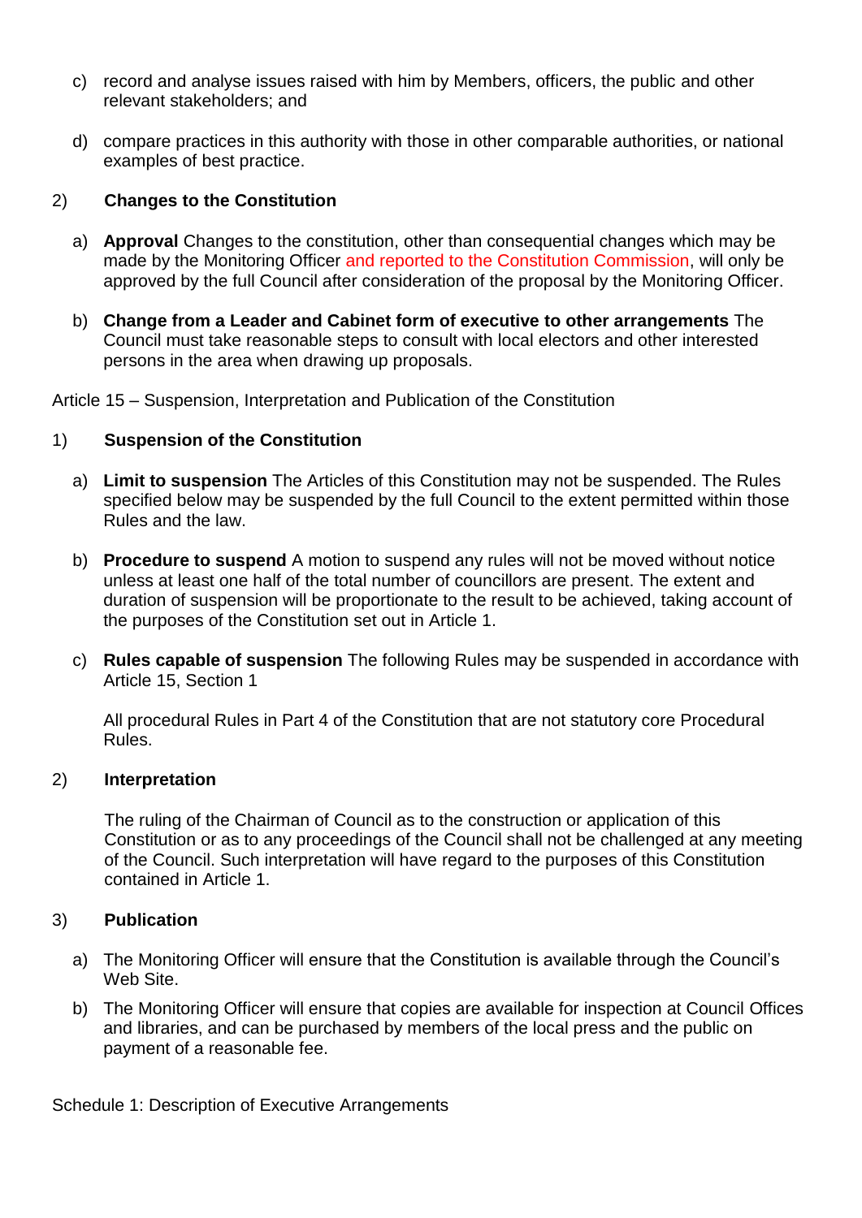c) record and analyse issues raised with him by Members, officers, the public and other relevant stakeholders; and

d) compare practices in this authority with those in other comparable authorities, or national examples of best practice.

2) **Changes to the Constitution**

a) **Approval** Changes to the constitution, other than consequential changes which may be made by the Monitoring Officer and reported to the Constitution Commission, will only be approved by the full Council after consideration of the proposal by the Monitoring Officer.

b) **Change from a Leader and Cabinet form of executive to other arrangements** The Council must take reasonable steps to consult with local electors and other interested persons in the area when drawing up proposals.

Article 15 – Suspension, Interpretation and Publication of the Constitution

1) **Suspension of the Constitution**

a) **Limit to suspension** The Articles of this Constitution may not be suspended. The Rules specified below may be suspended by the full Council to the extent permitted within those Rules and the law.

b) **Procedure to suspend** A motion to suspend any rules will not be moved without notice unless at least one half of the total number of councillors are present. The extent and duration of suspension will be proportionate to the result to be achieved, taking account of the purposes of the Constitution set out in Article 1.

c) **Rules capable of suspension** The following Rules may be suspended in accordance with Article 15, Section 1

All procedural Rules in Part 4 of the Constitution that are not statutory core Procedural Rules.

2) **Interpretation**

The ruling of the Chairman of Council as to the construction or application of this Constitution or as to any proceedings of the Council shall not be challenged at any meeting of the Council. Such interpretation will have regard to the purposes of this Constitution contained in Article 1.

3) **Publication**

a) The Monitoring Officer will ensure that the Constitution is available through the Council's Web Site.

b) The Monitoring Officer will ensure that copies are available for inspection at Council Offices and libraries, and can be purchased by members of the local press and the public on payment of a reasonable fee.

Schedule 1: Description of Executive Arrangements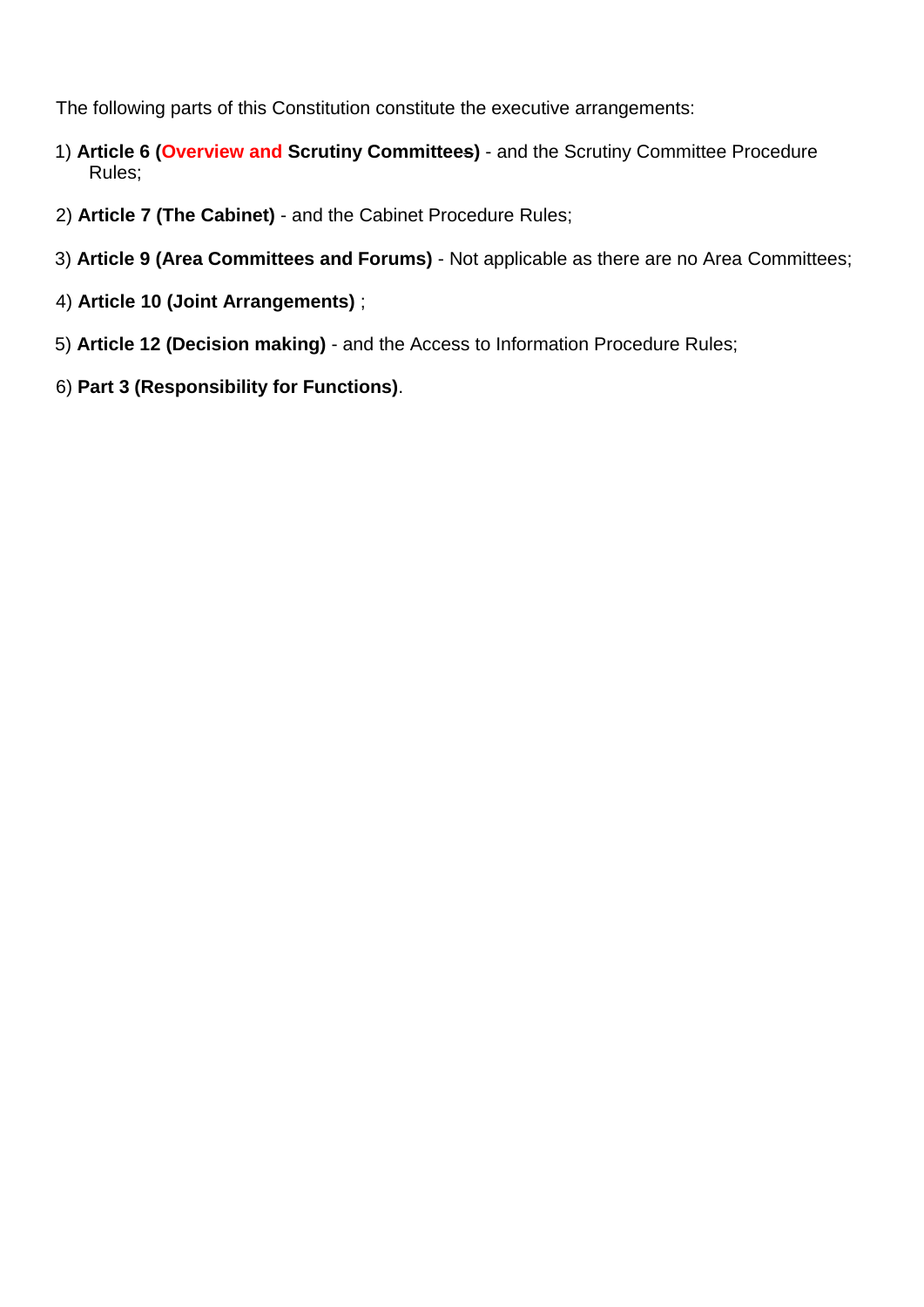The following parts of this Constitution constitute the executive arrangements:

1) **Article 6 (Overview and Scrutiny Committees)** - and the Scrutiny Committee Procedure Rules;

2) **Article 7 (The Cabinet)** - and the Cabinet Procedure Rules;

3) **Article 9 (Area Committees and Forums)** - Not applicable as there are no Area Committees;

4) **Article 10 (Joint Arrangements)** ;

5) **Article 12 (Decision making)** - and the Access to Information Procedure Rules;

6) **Part 3 (Responsibility for Functions)**.